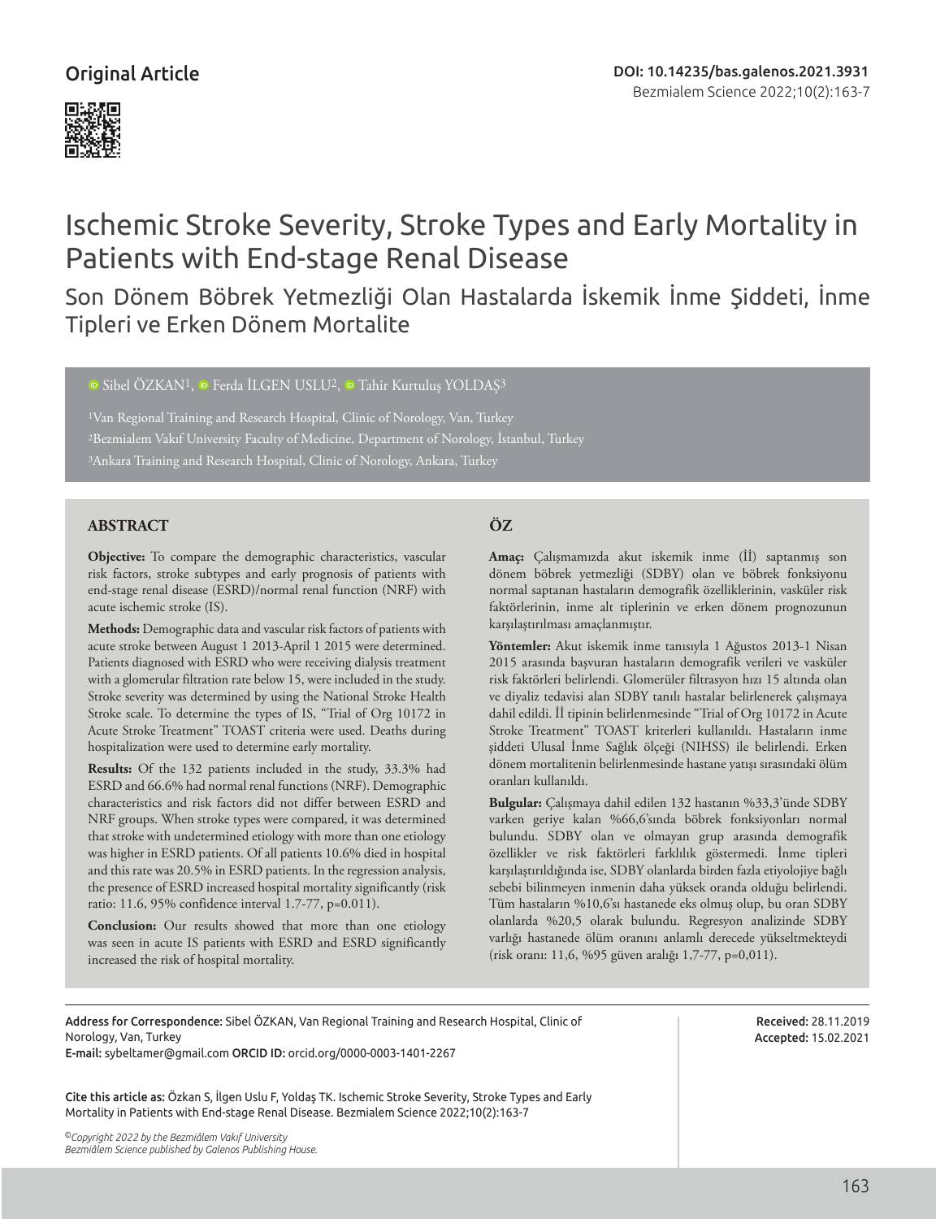Original Article

DOI: 10.14235/bas.galenos.2021.3931

# Ischemic Stroke Severity, Stroke Types and Early Mortality in Patients with End-stage Renal Disease

## Son Dönem Böbrek Yetmezliği Olan Hastalarda İskemik İnme Şiddeti, İnme Tipleri ve Erken Dönem Mortalite

Sibel ÖZKAN[1], Ferda İLGEN USLU[2], Tahir Kurtuluş YOLDAŞ[3]

[1]Van Regional Training and Research Hospital, Clinic of Norology, Van, Turkey
[2]Bezmialem Vakıf University Faculty of Medicine, Department of Norology, İstanbul, Turkey
[3]Ankara Training and Research Hospital, Clinic of Norology, Ankara, Turkey

### ABSTRACT

**Objective:** To compare the demographic characteristics, vascular risk factors, stroke subtypes and early prognosis of patients with end-stage renal disease (ESRD)/normal renal function (NRF) with acute ischemic stroke (IS).

**Methods:** Demographic data and vascular risk factors of patients with acute stroke between August 1 2013-April 1 2015 were determined. Patients diagnosed with ESRD who were receiving dialysis treatment with a glomerular filtration rate below 15, were included in the study. Stroke severity was determined by using the National Stroke Health Stroke scale. To determine the types of IS, "Trial of Org 10172 in Acute Stroke Treatment" TOAST criteria were used. Deaths during hospitalization were used to determine early mortality.

**Results:** Of the 132 patients included in the study, 33.3% had ESRD and 66.6% had normal renal functions (NRF). Demographic characteristics and risk factors did not differ between ESRD and NRF groups. When stroke types were compared, it was determined that stroke with undetermined etiology with more than one etiology was higher in ESRD patients. Of all patients 10.6% died in hospital and this rate was 20.5% in ESRD patients. In the regression analysis, the presence of ESRD increased hospital mortality significantly (risk ratio: 11.6, 95% confidence interval 1.7-77, p=0.011).

**Conclusion:** Our results showed that more than one etiology was seen in acute IS patients with ESRD and ESRD significantly increased the risk of hospital mortality.

### ÖZ

**Amaç:** Çalışmamızda akut iskemik inme (İİ) saptanmış son dönem böbrek yetmezliği (SDBY) olan ve böbrek fonksiyonu normal saptanan hastaların demografik özelliklerinin, vasküler risk faktörlerinin, inme alt tiplerinin ve erken dönem prognozunun karşılaştırılması amaçlanmıştır.

**Yöntemler:** Akut iskemik inme tanısıyla 1 Ağustos 2013-1 Nisan 2015 arasında başvuran hastaların demografik verileri ve vasküler risk faktörleri belirlendi. Glomerüler filtrasyon hızı 15 altında olan ve diyaliz tedavisi alan SDBY tanılı hastalar belirlenerek çalışmaya dahil edildi. İİ tipinin belirlenmesinde "Trial of Org 10172 in Acute Stroke Treatment" TOAST kriterleri kullanıldı. Hastaların inme şiddeti Ulusal İnme Sağlık ölçeği (NIHSS) ile belirlendi. Erken dönem mortalitenin belirlenmesinde hastane yatışı sırasındaki ölüm oranları kullanıldı.

**Bulgular:** Çalışmaya dahil edilen 132 hastanın %33,3'ünde SDBY varken geriye kalan %66,6'sında böbrek fonksiyonları normal bulundu. SDBY olan ve olmayan grup arasında demografik özellikler ve risk faktörleri farklılık göstermedi. İnme tipleri karşılaştırıldığında ise, SDBY olanlarda birden fazla etiyolojiye bağlı sebebi bilinmeyen inmenin daha yüksek oranda olduğu belirlendi. Tüm hastaların %10,6'sı hastanede eks olmuş olup, bu oran SDBY olanlarda %20,5 olarak bulundu. Regresyon analizinde SDBY varlığı hastanede ölüm oranını anlamlı derecede yükseltmekteydi (risk oranı: 11,6, %95 güven aralığı 1,7-77, p=0,011).

Address for Correspondence: Sibel ÖZKAN, Van Regional Training and Research Hospital, Clinic of Norology, Van, Turkey
E-mail: sybeltamer@gmail.com ORCID ID: orcid.org/0000-0003-1401-2267

Received: 28.11.2019
Accepted: 15.02.2021

Cite this article as: Özkan S, İlgen Uslu F, Yoldaş TK. Ischemic Stroke Severity, Stroke Types and Early Mortality in Patients with End-stage Renal Disease. Bezmialem Science 2022;10(2):163-7

*©Copyright 2022 by the Bezmiâlem Vakıf University*
*Bezmiâlem Science published by Galenos Publishing House.*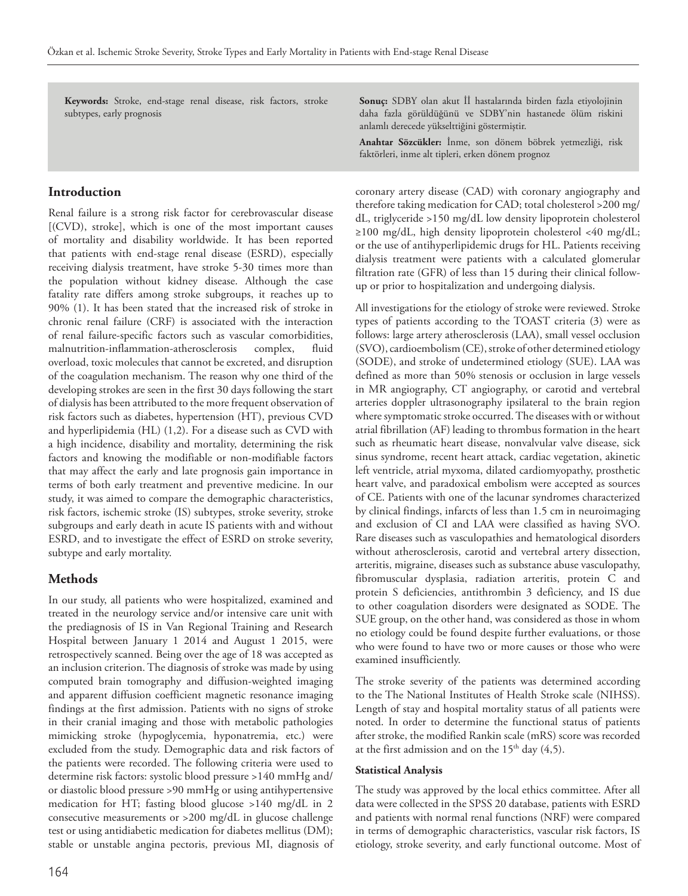**Keywords:** Stroke, end-stage renal disease, risk factors, stroke subtypes, early prognosis

**Sonuç:** SDBY olan akut İİ hastalarında birden fazla etiyolojinin daha fazla görüldüğünü ve SDBY'nin hastanede ölüm riskini anlamlı derecede yükselttiğini göstermiştir.

**Anahtar Sözcükler:** İnme, son dönem böbrek yetmezliği, risk faktörleri, inme alt tipleri, erken dönem prognoz

## Introduction

Renal failure is a strong risk factor for cerebrovascular disease [(CVD), stroke], which is one of the most important causes of mortality and disability worldwide. It has been reported that patients with end-stage renal disease (ESRD), especially receiving dialysis treatment, have stroke 5-30 times more than the population without kidney disease. Although the case fatality rate differs among stroke subgroups, it reaches up to 90% (1). It has been stated that the increased risk of stroke in chronic renal failure (CRF) is associated with the interaction of renal failure-specific factors such as vascular comorbidities, malnutrition-inflammation-atherosclerosis complex, fluid overload, toxic molecules that cannot be excreted, and disruption of the coagulation mechanism. The reason why one third of the developing strokes are seen in the first 30 days following the start of dialysis has been attributed to the more frequent observation of risk factors such as diabetes, hypertension (HT), previous CVD and hyperlipidemia (HL) (1,2). For a disease such as CVD with a high incidence, disability and mortality, determining the risk factors and knowing the modifiable or non-modifiable factors that may affect the early and late prognosis gain importance in terms of both early treatment and preventive medicine. In our study, it was aimed to compare the demographic characteristics, risk factors, ischemic stroke (IS) subtypes, stroke severity, stroke subgroups and early death in acute IS patients with and without ESRD, and to investigate the effect of ESRD on stroke severity, subtype and early mortality.

## Methods

In our study, all patients who were hospitalized, examined and treated in the neurology service and/or intensive care unit with the prediagnosis of IS in Van Regional Training and Research Hospital between January 1 2014 and August 1 2015, were retrospectively scanned. Being over the age of 18 was accepted as an inclusion criterion. The diagnosis of stroke was made by using computed brain tomography and diffusion-weighted imaging and apparent diffusion coefficient magnetic resonance imaging findings at the first admission. Patients with no signs of stroke in their cranial imaging and those with metabolic pathologies mimicking stroke (hypoglycemia, hyponatremia, etc.) were excluded from the study. Demographic data and risk factors of the patients were recorded. The following criteria were used to determine risk factors: systolic blood pressure >140 mmHg and/or diastolic blood pressure >90 mmHg or using antihypertensive medication for HT; fasting blood glucose >140 mg/dL in 2 consecutive measurements or >200 mg/dL in glucose challenge test or using antidiabetic medication for diabetes mellitus (DM); stable or unstable angina pectoris, previous MI, diagnosis of coronary artery disease (CAD) with coronary angiography and therefore taking medication for CAD; total cholesterol >200 mg/dL, triglyceride >150 mg/dL low density lipoprotein cholesterol ≥100 mg/dL, high density lipoprotein cholesterol <40 mg/dL; or the use of antihyperlipidemic drugs for HL. Patients receiving dialysis treatment were patients with a calculated glomerular filtration rate (GFR) of less than 15 during their clinical follow-up or prior to hospitalization and undergoing dialysis.

All investigations for the etiology of stroke were reviewed. Stroke types of patients according to the TOAST criteria (3) were as follows: large artery atherosclerosis (LAA), small vessel occlusion (SVO), cardioembolism (CE), stroke of other determined etiology (SODE), and stroke of undetermined etiology (SUE). LAA was defined as more than 50% stenosis or occlusion in large vessels in MR angiography, CT angiography, or carotid and vertebral arteries doppler ultrasonography ipsilateral to the brain region where symptomatic stroke occurred. The diseases with or without atrial fibrillation (AF) leading to thrombus formation in the heart such as rheumatic heart disease, nonvalvular valve disease, sick sinus syndrome, recent heart attack, cardiac vegetation, akinetic left ventricle, atrial myxoma, dilated cardiomyopathy, prosthetic heart valve, and paradoxical embolism were accepted as sources of CE. Patients with one of the lacunar syndromes characterized by clinical findings, infarcts of less than 1.5 cm in neuroimaging and exclusion of CI and LAA were classified as having SVO. Rare diseases such as vasculopathies and hematological disorders without atherosclerosis, carotid and vertebral artery dissection, arteritis, migraine, diseases such as substance abuse vasculopathy, fibromuscular dysplasia, radiation arteritis, protein C and protein S deficiencies, antithrombin 3 deficiency, and IS due to other coagulation disorders were designated as SODE. The SUE group, on the other hand, was considered as those in whom no etiology could be found despite further evaluations, or those who were found to have two or more causes or those who were examined insufficiently.

The stroke severity of the patients was determined according to the The National Institutes of Health Stroke scale (NIHSS). Length of stay and hospital mortality status of all patients were noted. In order to determine the functional status of patients after stroke, the modified Rankin scale (mRS) score was recorded at the first admission and on the $15^{th}$ day (4,5).

### Statistical Analysis

The study was approved by the local ethics committee. After all data were collected in the SPSS 20 database, patients with ESRD and patients with normal renal functions (NRF) were compared in terms of demographic characteristics, vascular risk factors, IS etiology, stroke severity, and early functional outcome. Most of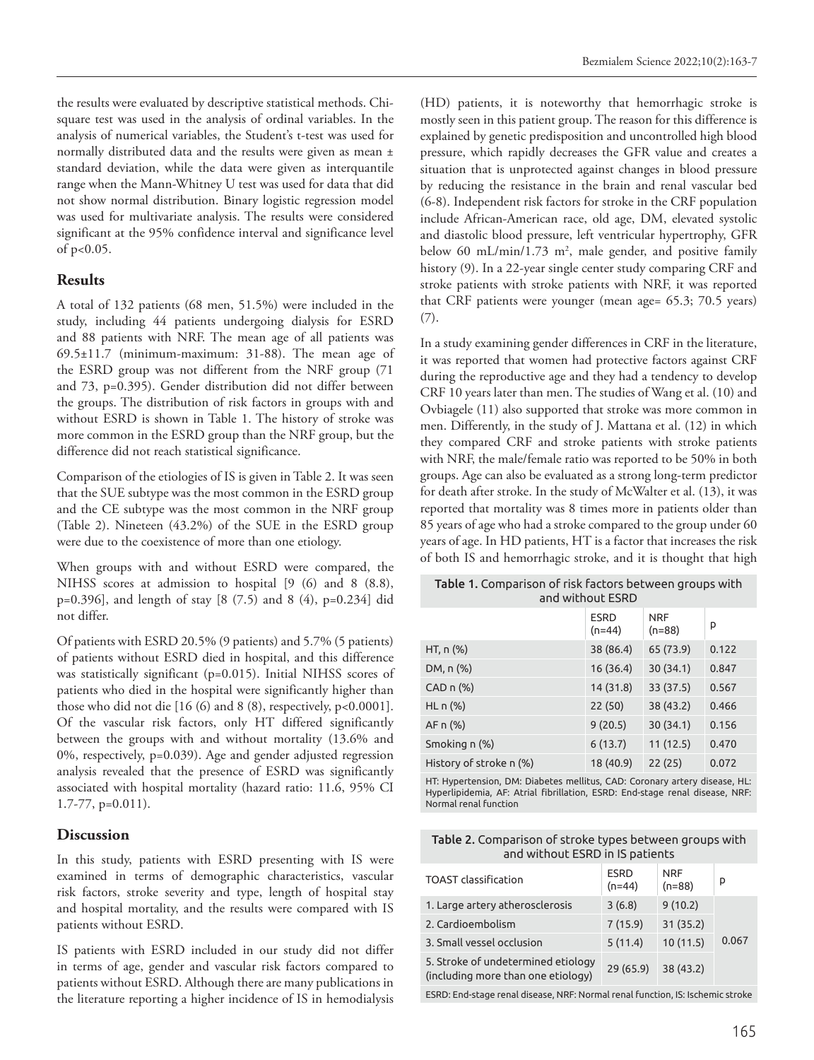the results were evaluated by descriptive statistical methods. Chi-square test was used in the analysis of ordinal variables. In the analysis of numerical variables, the Student's t-test was used for normally distributed data and the results were given as mean ± standard deviation, while the data were given as interquantile range when the Mann-Whitney U test was used for data that did not show normal distribution. Binary logistic regression model was used for multivariate analysis. The results were considered significant at the 95% confidence interval and significance level of $p<0.05$.

## Results

A total of 132 patients (68 men, 51.5%) were included in the study, including 44 patients undergoing dialysis for ESRD and 88 patients with NRF. The mean age of all patients was 69.5±11.7 (minimum-maximum: 31-88). The mean age of the ESRD group was not different from the NRF group (71 and 73, p=0.395). Gender distribution did not differ between the groups. The distribution of risk factors in groups with and without ESRD is shown in Table 1. The history of stroke was more common in the ESRD group than the NRF group, but the difference did not reach statistical significance.

Comparison of the etiologies of IS is given in Table 2. It was seen that the SUE subtype was the most common in the ESRD group and the CE subtype was the most common in the NRF group (Table 2). Nineteen (43.2%) of the SUE in the ESRD group were due to the coexistence of more than one etiology.

When groups with and without ESRD were compared, the NIHSS scores at admission to hospital [9 (6) and 8 (8.8), p=0.396], and length of stay [8 (7.5) and 8 (4), p=0.234] did not differ.

Of patients with ESRD 20.5% (9 patients) and 5.7% (5 patients) of patients without ESRD died in hospital, and this difference was statistically significant (p=0.015). Initial NIHSS scores of patients who died in the hospital were significantly higher than those who did not die [16 (6) and 8 (8), respectively, p<0.0001]. Of the vascular risk factors, only HT differed significantly between the groups with and without mortality (13.6% and 0%, respectively, p=0.039). Age and gender adjusted regression analysis revealed that the presence of ESRD was significantly associated with hospital mortality (hazard ratio: 11.6, 95% CI 1.7-77, p=0.011).

## Discussion

In this study, patients with ESRD presenting with IS were examined in terms of demographic characteristics, vascular risk factors, stroke severity and type, length of hospital stay and hospital mortality, and the results were compared with IS patients without ESRD.

IS patients with ESRD included in our study did not differ in terms of age, gender and vascular risk factors compared to patients without ESRD. Although there are many publications in the literature reporting a higher incidence of IS in hemodialysis (HD) patients, it is noteworthy that hemorrhagic stroke is mostly seen in this patient group. The reason for this difference is explained by genetic predisposition and uncontrolled high blood pressure, which rapidly decreases the GFR value and creates a situation that is unprotected against changes in blood pressure by reducing the resistance in the brain and renal vascular bed (6-8). Independent risk factors for stroke in the CRF population include African-American race, old age, DM, elevated systolic and diastolic blood pressure, left ventricular hypertrophy, GFR below 60 mL/min/1.73 m$^2$, male gender, and positive family history (9). In a 22-year single center study comparing CRF and stroke patients with stroke patients with NRF, it was reported that CRF patients were younger (mean age= 65.3; 70.5 years) (7).

In a study examining gender differences in CRF in the literature, it was reported that women had protective factors against CRF during the reproductive age and they had a tendency to develop CRF 10 years later than men. The studies of Wang et al. (10) and Ovbiagele (11) also supported that stroke was more common in men. Differently, in the study of J. Mattana et al. (12) in which they compared CRF and stroke patients with stroke patients with NRF, the male/female ratio was reported to be 50% in both groups. Age can also be evaluated as a strong long-term predictor for death after stroke. In the study of McWalter et al. (13), it was reported that mortality was 8 times more in patients older than 85 years of age who had a stroke compared to the group under 60 years of age. In HD patients, HT is a factor that increases the risk of both IS and hemorrhagic stroke, and it is thought that high

**Table 1.** Comparison of risk factors between groups with and without ESRD

| | ESRD (n=44) | NRF (n=88) | p |
|---|---|---|---|
| HT, n (%) | 38 (86.4) | 65 (73.9) | 0.122 |
| DM, n (%) | 16 (36.4) | 30 (34.1) | 0.847 |
| CAD n (%) | 14 (31.8) | 33 (37.5) | 0.567 |
| HL n (%) | 22 (50) | 38 (43.2) | 0.466 |
| AF n (%) | 9 (20.5) | 30 (34.1) | 0.156 |
| Smoking n (%) | 6 (13.7) | 11 (12.5) | 0.470 |
| History of stroke n (%) | 18 (40.9) | 22 (25) | 0.072 |

HT: Hypertension, DM: Diabetes mellitus, CAD: Coronary artery disease, HL: Hyperlipidemia, AF: Atrial fibrillation, ESRD: End-stage renal disease, NRF: Normal renal function

**Table 2.** Comparison of stroke types between groups with and without ESRD in IS patients

| TOAST classification | ESRD (n=44) | NRF (n=88) | p |
|---|---|---|---|
| 1. Large artery atherosclerosis | 3 (6.8) | 9 (10.2) | 0.067 |
| 2. Cardioembolism | 7 (15.9) | 31 (35.2) | |
| 3. Small vessel occlusion | 5 (11.4) | 10 (11.5) | |
| 5. Stroke of undetermined etiology (including more than one etiology) | 29 (65.9) | 38 (43.2) | |

ESRD: End-stage renal disease, NRF: Normal renal function, IS: Ischemic stroke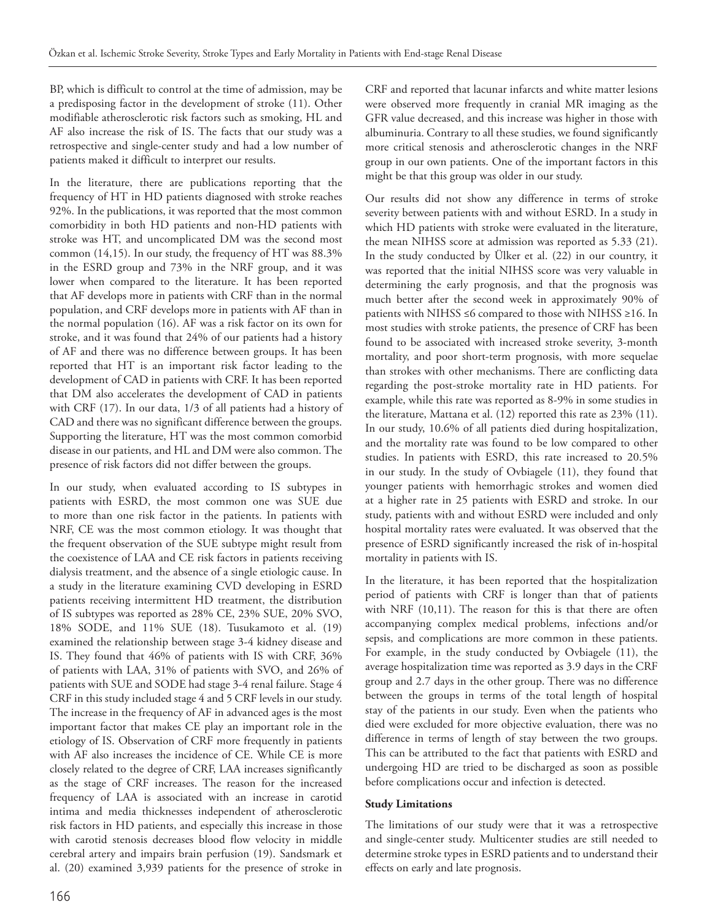BP, which is difficult to control at the time of admission, may be a predisposing factor in the development of stroke (11). Other modifiable atherosclerotic risk factors such as smoking, HL and AF also increase the risk of IS. The facts that our study was a retrospective and single-center study and had a low number of patients maked it difficult to interpret our results.

In the literature, there are publications reporting that the frequency of HT in HD patients diagnosed with stroke reaches 92%. In the publications, it was reported that the most common comorbidity in both HD patients and non-HD patients with stroke was HT, and uncomplicated DM was the second most common (14,15). In our study, the frequency of HT was 88.3% in the ESRD group and 73% in the NRF group, and it was lower when compared to the literature. It has been reported that AF develops more in patients with CRF than in the normal population, and CRF develops more in patients with AF than in the normal population (16). AF was a risk factor on its own for stroke, and it was found that 24% of our patients had a history of AF and there was no difference between groups. It has been reported that HT is an important risk factor leading to the development of CAD in patients with CRF. It has been reported that DM also accelerates the development of CAD in patients with CRF (17). In our data, 1/3 of all patients had a history of CAD and there was no significant difference between the groups. Supporting the literature, HT was the most common comorbid disease in our patients, and HL and DM were also common. The presence of risk factors did not differ between the groups.

In our study, when evaluated according to IS subtypes in patients with ESRD, the most common one was SUE due to more than one risk factor in the patients. In patients with NRF, CE was the most common etiology. It was thought that the frequent observation of the SUE subtype might result from the coexistence of LAA and CE risk factors in patients receiving dialysis treatment, and the absence of a single etiologic cause. In a study in the literature examining CVD developing in ESRD patients receiving intermittent HD treatment, the distribution of IS subtypes was reported as 28% CE, 23% SUE, 20% SVO, 18% SODE, and 11% SUE (18). Tusukamoto et al. (19) examined the relationship between stage 3-4 kidney disease and IS. They found that 46% of patients with IS with CRF, 36% of patients with LAA, 31% of patients with SVO, and 26% of patients with SUE and SODE had stage 3-4 renal failure. Stage 4 CRF in this study included stage 4 and 5 CRF levels in our study. The increase in the frequency of AF in advanced ages is the most important factor that makes CE play an important role in the etiology of IS. Observation of CRF more frequently in patients with AF also increases the incidence of CE. While CE is more closely related to the degree of CRF, LAA increases significantly as the stage of CRF increases. The reason for the increased frequency of LAA is associated with an increase in carotid intima and media thicknesses independent of atherosclerotic risk factors in HD patients, and especially this increase in those with carotid stenosis decreases blood flow velocity in middle cerebral artery and impairs brain perfusion (19). Sandsmark et al. (20) examined 3,939 patients for the presence of stroke in CRF and reported that lacunar infarcts and white matter lesions were observed more frequently in cranial MR imaging as the GFR value decreased, and this increase was higher in those with albuminuria. Contrary to all these studies, we found significantly more critical stenosis and atherosclerotic changes in the NRF group in our own patients. One of the important factors in this might be that this group was older in our study.

Our results did not show any difference in terms of stroke severity between patients with and without ESRD. In a study in which HD patients with stroke were evaluated in the literature, the mean NIHSS score at admission was reported as 5.33 (21). In the study conducted by Ülker et al. (22) in our country, it was reported that the initial NIHSS score was very valuable in determining the early prognosis, and that the prognosis was much better after the second week in approximately 90% of patients with NIHSS ≤6 compared to those with NIHSS ≥16. In most studies with stroke patients, the presence of CRF has been found to be associated with increased stroke severity, 3-month mortality, and poor short-term prognosis, with more sequelae than strokes with other mechanisms. There are conflicting data regarding the post-stroke mortality rate in HD patients. For example, while this rate was reported as 8-9% in some studies in the literature, Mattana et al. (12) reported this rate as 23% (11). In our study, 10.6% of all patients died during hospitalization, and the mortality rate was found to be low compared to other studies. In patients with ESRD, this rate increased to 20.5% in our study. In the study of Ovbiagele (11), they found that younger patients with hemorrhagic strokes and women died at a higher rate in 25 patients with ESRD and stroke. In our study, patients with and without ESRD were included and only hospital mortality rates were evaluated. It was observed that the presence of ESRD significantly increased the risk of in-hospital mortality in patients with IS.

In the literature, it has been reported that the hospitalization period of patients with CRF is longer than that of patients with NRF (10,11). The reason for this is that there are often accompanying complex medical problems, infections and/or sepsis, and complications are more common in these patients. For example, in the study conducted by Ovbiagele (11), the average hospitalization time was reported as 3.9 days in the CRF group and 2.7 days in the other group. There was no difference between the groups in terms of the total length of hospital stay of the patients in our study. Even when the patients who died were excluded for more objective evaluation, there was no difference in terms of length of stay between the two groups. This can be attributed to the fact that patients with ESRD and undergoing HD are tried to be discharged as soon as possible before complications occur and infection is detected.

**Study Limitations**

The limitations of our study were that it was a retrospective and single-center study. Multicenter studies are still needed to determine stroke types in ESRD patients and to understand their effects on early and late prognosis.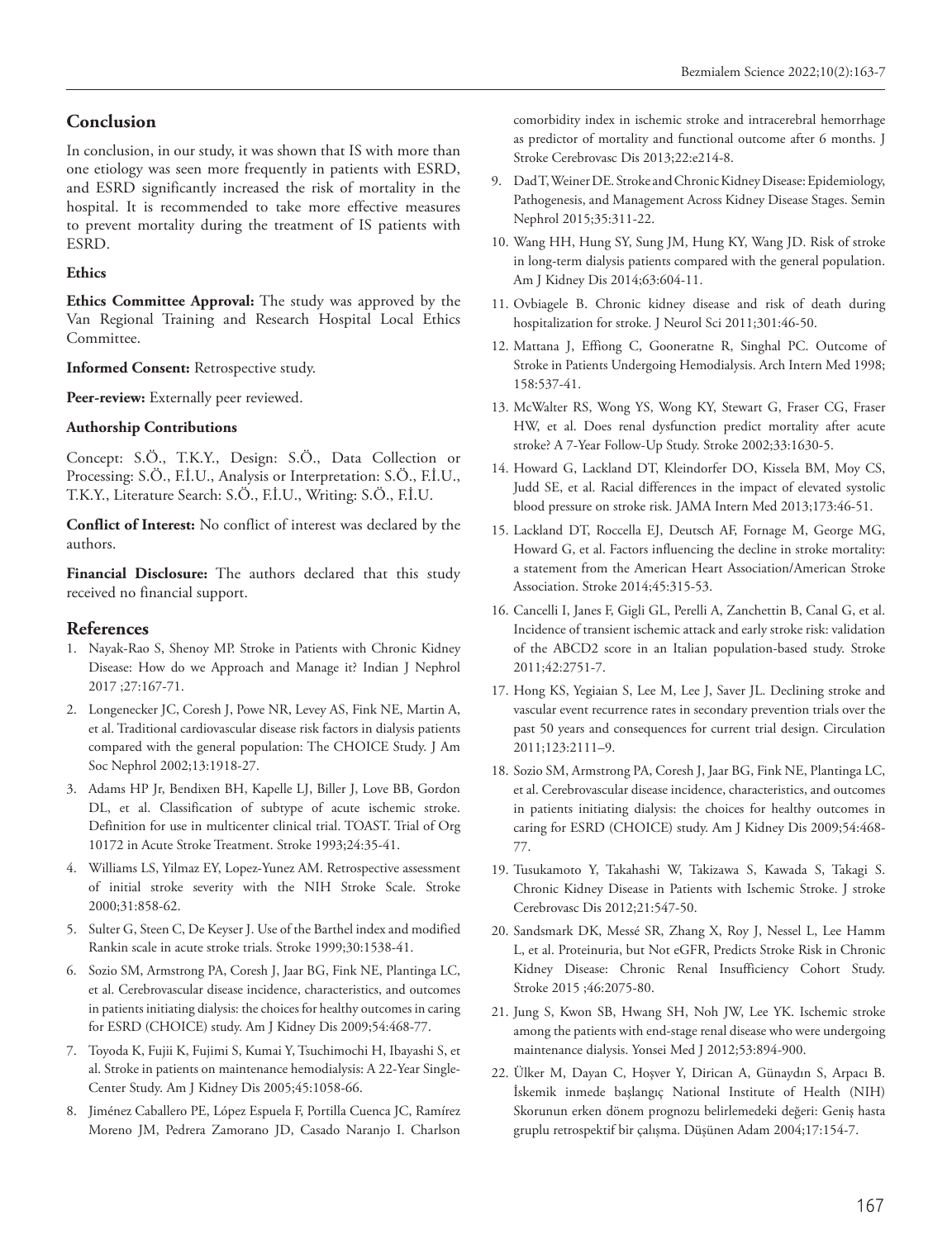## Conclusion

In conclusion, in our study, it was shown that IS with more than one etiology was seen more frequently in patients with ESRD, and ESRD significantly increased the risk of mortality in the hospital. It is recommended to take more effective measures to prevent mortality during the treatment of IS patients with ESRD.

**Ethics**

**Ethics Committee Approval:** The study was approved by the Van Regional Training and Research Hospital Local Ethics Committee.

**Informed Consent:** Retrospective study.

**Peer-review:** Externally peer reviewed.

**Authorship Contributions**

Concept: S.Ö., T.K.Y., Design: S.Ö., Data Collection or Processing: S.Ö., F.İ.U., Analysis or Interpretation: S.Ö., F.İ.U., T.K.Y., Literature Search: S.Ö., F.İ.U., Writing: S.Ö., F.İ.U.

**Conflict of Interest:** No conflict of interest was declared by the authors.

**Financial Disclosure:** The authors declared that this study received no financial support.

## References

1. Nayak-Rao S, Shenoy MP. Stroke in Patients with Chronic Kidney Disease: How do we Approach and Manage it? Indian J Nephrol 2017 ;27:167-71.
2. Longenecker JC, Coresh J, Powe NR, Levey AS, Fink NE, Martin A, et al. Traditional cardiovascular disease risk factors in dialysis patients compared with the general population: The CHOICE Study. J Am Soc Nephrol 2002;13:1918-27.
3. Adams HP Jr, Bendixen BH, Kapelle LJ, Biller J, Love BB, Gordon DL, et al. Classification of subtype of acute ischemic stroke. Definition for use in multicenter clinical trial. TOAST. Trial of Org 10172 in Acute Stroke Treatment. Stroke 1993;24:35-41.
4. Williams LS, Yilmaz EY, Lopez-Yunez AM. Retrospective assessment of initial stroke severity with the NIH Stroke Scale. Stroke 2000;31:858-62.
5. Sulter G, Steen C, De Keyser J. Use of the Barthel index and modified Rankin scale in acute stroke trials. Stroke 1999;30:1538-41.
6. Sozio SM, Armstrong PA, Coresh J, Jaar BG, Fink NE, Plantinga LC, et al. Cerebrovascular disease incidence, characteristics, and outcomes in patients initiating dialysis: the choices for healthy outcomes in caring for ESRD (CHOICE) study. Am J Kidney Dis 2009;54:468-77.
7. Toyoda K, Fujii K, Fujimi S, Kumai Y, Tsuchimochi H, Ibayashi S, et al. Stroke in patients on maintenance hemodialysis: A 22-Year Single-Center Study. Am J Kidney Dis 2005;45:1058-66.
8. Jiménez Caballero PE, López Espuela F, Portilla Cuenca JC, Ramírez Moreno JM, Pedrera Zamorano JD, Casado Naranjo I. Charlson comorbidity index in ischemic stroke and intracerebral hemorrhage as predictor of mortality and functional outcome after 6 months. J Stroke Cerebrovasc Dis 2013;22:e214-8.
9. Dad T, Weiner DE. Stroke and Chronic Kidney Disease: Epidemiology, Pathogenesis, and Management Across Kidney Disease Stages. Semin Nephrol 2015;35:311-22.
10. Wang HH, Hung SY, Sung JM, Hung KY, Wang JD. Risk of stroke in long-term dialysis patients compared with the general population. Am J Kidney Dis 2014;63:604-11.
11. Ovbiagele B. Chronic kidney disease and risk of death during hospitalization for stroke. J Neurol Sci 2011;301:46-50.
12. Mattana J, Effiong C, Gooneratne R, Singhal PC. Outcome of Stroke in Patients Undergoing Hemodialysis. Arch Intern Med 1998; 158:537-41.
13. McWalter RS, Wong YS, Wong KY, Stewart G, Fraser CG, Fraser HW, et al. Does renal dysfunction predict mortality after acute stroke? A 7-Year Follow-Up Study. Stroke 2002;33:1630-5.
14. Howard G, Lackland DT, Kleindorfer DO, Kissela BM, Moy CS, Judd SE, et al. Racial differences in the impact of elevated systolic blood pressure on stroke risk. JAMA Intern Med 2013;173:46-51.
15. Lackland DT, Roccella EJ, Deutsch AF, Fornage M, George MG, Howard G, et al. Factors influencing the decline in stroke mortality: a statement from the American Heart Association/American Stroke Association. Stroke 2014;45:315-53.
16. Cancelli I, Janes F, Gigli GL, Perelli A, Zanchettin B, Canal G, et al. Incidence of transient ischemic attack and early stroke risk: validation of the ABCD2 score in an Italian population-based study. Stroke 2011;42:2751-7.
17. Hong KS, Yegiaian S, Lee M, Lee J, Saver JL. Declining stroke and vascular event recurrence rates in secondary prevention trials over the past 50 years and consequences for current trial design. Circulation 2011;123:2111–9.
18. Sozio SM, Armstrong PA, Coresh J, Jaar BG, Fink NE, Plantinga LC, et al. Cerebrovascular disease incidence, characteristics, and outcomes in patients initiating dialysis: the choices for healthy outcomes in caring for ESRD (CHOICE) study. Am J Kidney Dis 2009;54:468-77.
19. Tusukamoto Y, Takahashi W, Takizawa S, Kawada S, Takagi S. Chronic Kidney Disease in Patients with Ischemic Stroke. J stroke Cerebrovasc Dis 2012;21:547-50.
20. Sandsmark DK, Messé SR, Zhang X, Roy J, Nessel L, Lee Hamm L, et al. Proteinuria, but Not eGFR, Predicts Stroke Risk in Chronic Kidney Disease: Chronic Renal Insufficiency Cohort Study. Stroke 2015 ;46:2075-80.
21. Jung S, Kwon SB, Hwang SH, Noh JW, Lee YK. Ischemic stroke among the patients with end-stage renal disease who were undergoing maintenance dialysis. Yonsei Med J 2012;53:894-900.
22. Ülker M, Dayan C, Hoşver Y, Dirican A, Günaydın S, Arpacı B. İskemik inmede başlangıç National Institute of Health (NIH) Skorunun erken dönem prognozu belirlemedeki değeri: Geniş hasta gruplu retrospektif bir çalışma. Düşünen Adam 2004;17:154-7.